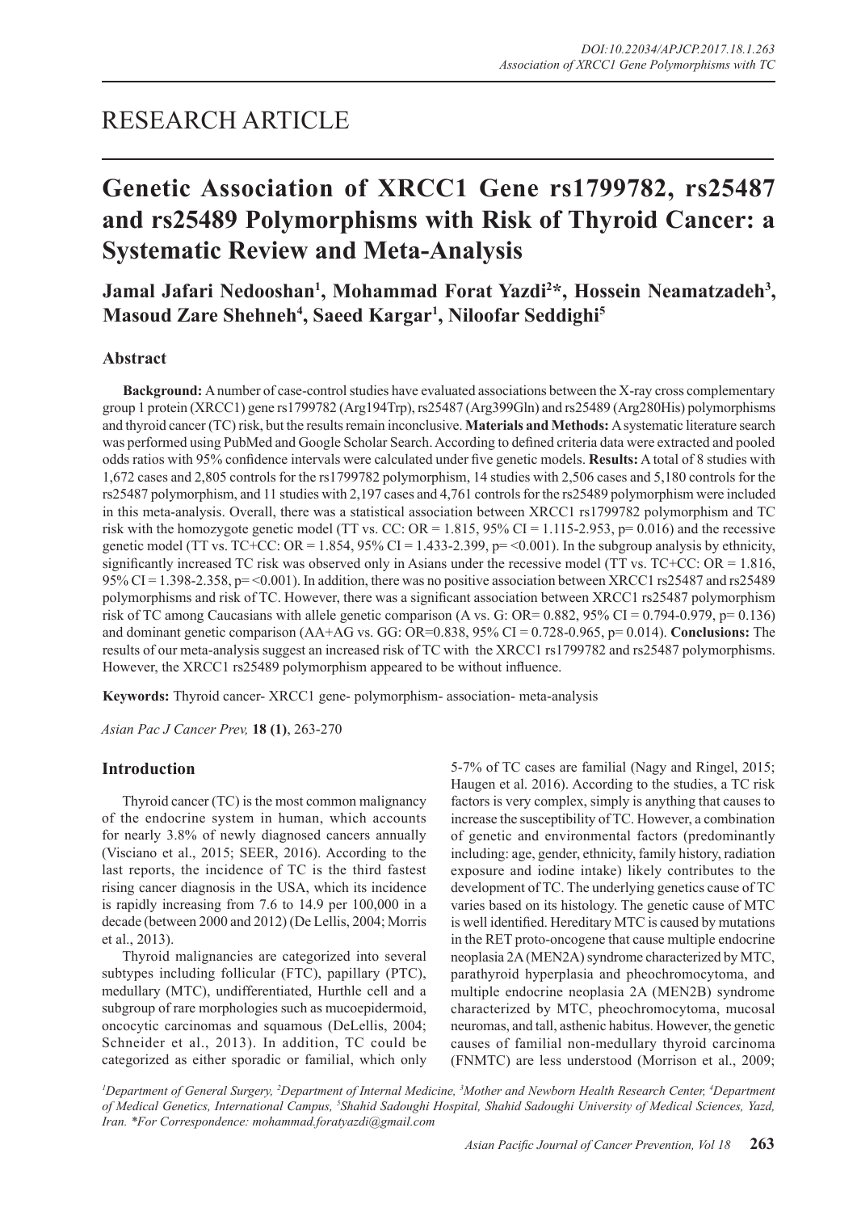RESEARCH ARTICLE

# Genetic Association of XRCC1 Gene rs1799782, rs25487 and rs25489 Polymorphisms with Risk of Thyroid Cancer: a Systematic Review and Meta-Analysis

**Jamal Jafari Nedooshan[1], Mohammad Forat Yazdi[2]*, Hossein Neamatzadeh[3], Masoud Zare Shehneh[4], Saeed Kargar[1], Niloofar Seddighi[5]**

## Abstract

**Background:** A number of case-control studies have evaluated associations between the X-ray cross complementary group 1 protein (XRCC1) gene rs1799782 (Arg194Trp), rs25487 (Arg399Gln) and rs25489 (Arg280His) polymorphisms and thyroid cancer (TC) risk, but the results remain inconclusive. **Materials and Methods:** A systematic literature search was performed using PubMed and Google Scholar Search. According to defined criteria data were extracted and pooled odds ratios with 95% confidence intervals were calculated under five genetic models. **Results:** A total of 8 studies with 1,672 cases and 2,805 controls for the rs1799782 polymorphism, 14 studies with 2,506 cases and 5,180 controls for the rs25487 polymorphism, and 11 studies with 2,197 cases and 4,761 controls for the rs25489 polymorphism were included in this meta-analysis. Overall, there was a statistical association between XRCC1 rs1799782 polymorphism and TC risk with the homozygote genetic model (TT vs. CC: OR = 1.815, 95% CI = 1.115-2.953, p= 0.016) and the recessive genetic model (TT vs. TC+CC: OR = 1.854, 95% CI = 1.433-2.399, p= <0.001). In the subgroup analysis by ethnicity, significantly increased TC risk was observed only in Asians under the recessive model (TT vs. TC+CC: OR = 1.816, 95% CI = 1.398-2.358, p= <0.001). In addition, there was no positive association between XRCC1 rs25487 and rs25489 polymorphisms and risk of TC. However, there was a significant association between XRCC1 rs25487 polymorphism risk of TC among Caucasians with allele genetic comparison (A vs. G: OR= 0.882, 95% CI = 0.794-0.979, p= 0.136) and dominant genetic comparison (AA+AG vs. GG: OR=0.838, 95% CI = 0.728-0.965, p= 0.014). **Conclusions:** The results of our meta-analysis suggest an increased risk of TC with the XRCC1 rs1799782 and rs25487 polymorphisms. However, the XRCC1 rs25489 polymorphism appeared to be without influence.

**Keywords:** Thyroid cancer- XRCC1 gene- polymorphism- association- meta-analysis

*Asian Pac J Cancer Prev,* **18 (1)**, 263-270

## Introduction

Thyroid cancer (TC) is the most common malignancy of the endocrine system in human, which accounts for nearly 3.8% of newly diagnosed cancers annually (Visciano et al., 2015; SEER, 2016). According to the last reports, the incidence of TC is the third fastest rising cancer diagnosis in the USA, which its incidence is rapidly increasing from 7.6 to 14.9 per 100,000 in a decade (between 2000 and 2012) (De Lellis, 2004; Morris et al., 2013).

Thyroid malignancies are categorized into several subtypes including follicular (FTC), papillary (PTC), medullary (MTC), undifferentiated, Hurthle cell and a subgroup of rare morphologies such as mucoepidermoid, oncocytic carcinomas and squamous (DeLellis, 2004; Schneider et al., 2013). In addition, TC could be categorized as either sporadic or familial, which only 5-7% of TC cases are familial (Nagy and Ringel, 2015; Haugen et al. 2016). According to the studies, a TC risk factors is very complex, simply is anything that causes to increase the susceptibility of TC. However, a combination of genetic and environmental factors (predominantly including: age, gender, ethnicity, family history, radiation exposure and iodine intake) likely contributes to the development of TC. The underlying genetics cause of TC varies based on its histology. The genetic cause of MTC is well identified. Hereditary MTC is caused by mutations in the RET proto-oncogene that cause multiple endocrine neoplasia 2A (MEN2A) syndrome characterized by MTC, parathyroid hyperplasia and pheochromocytoma, and multiple endocrine neoplasia 2A (MEN2B) syndrome characterized by MTC, pheochromocytoma, mucosal neuromas, and tall, asthenic habitus. However, the genetic causes of familial non-medullary thyroid carcinoma (FNMTC) are less understood (Morrison et al., 2009;

[1]Department of General Surgery, [2]Department of Internal Medicine, [3]Mother and Newborn Health Research Center, [4]Department of Medical Genetics, International Campus, [5]Shahid Sadoughi Hospital, Shahid Sadoughi University of Medical Sciences, Yazd, Iran. *For Correspondence: mohammad.foratyazdi@gmail.com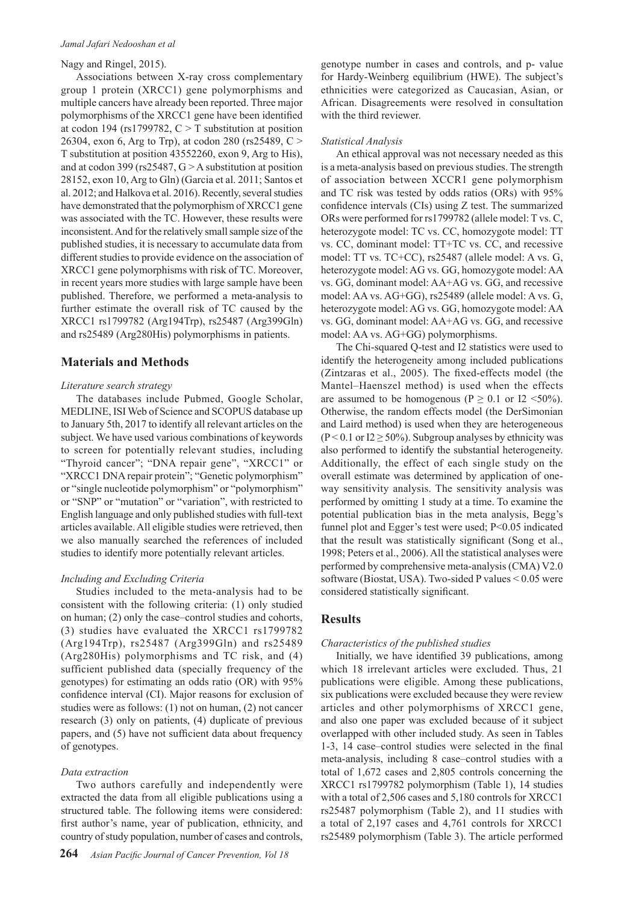Nagy and Ringel, 2015).

Associations between X-ray cross complementary group 1 protein (XRCC1) gene polymorphisms and multiple cancers have already been reported. Three major polymorphisms of the XRCC1 gene have been identified at codon 194 (rs1799782, C > T substitution at position 26304, exon 6, Arg to Trp), at codon 280 (rs25489, C > T substitution at position 43552260, exon 9, Arg to His), and at codon 399 (rs25487, G > A substitution at position 28152, exon 10, Arg to Gln) (Garcia et al. 2011; Santos et al. 2012; and Halkova et al. 2016). Recently, several studies have demonstrated that the polymorphism of XRCC1 gene was associated with the TC. However, these results were inconsistent. And for the relatively small sample size of the published studies, it is necessary to accumulate data from different studies to provide evidence on the association of XRCC1 gene polymorphisms with risk of TC. Moreover, in recent years more studies with large sample have been published. Therefore, we performed a meta-analysis to further estimate the overall risk of TC caused by the XRCC1 rs1799782 (Arg194Trp), rs25487 (Arg399Gln) and rs25489 (Arg280His) polymorphisms in patients.

## Materials and Methods

### *Literature search strategy*

The databases include Pubmed, Google Scholar, MEDLINE, ISI Web of Science and SCOPUS database up to January 5th, 2017 to identify all relevant articles on the subject. We have used various combinations of keywords to screen for potentially relevant studies, including "Thyroid cancer"; "DNA repair gene", "XRCC1" or "XRCC1 DNA repair protein"; "Genetic polymorphism" or "single nucleotide polymorphism" or "polymorphism" or "SNP" or "mutation" or "variation", with restricted to English language and only published studies with full-text articles available. All eligible studies were retrieved, then we also manually searched the references of included studies to identify more potentially relevant articles.

### *Including and Excluding Criteria*

Studies included to the meta-analysis had to be consistent with the following criteria: (1) only studied on human; (2) only the case–control studies and cohorts, (3) studies have evaluated the XRCC1 rs1799782 (Arg194Trp), rs25487 (Arg399Gln) and rs25489 (Arg280His) polymorphisms and TC risk, and (4) sufficient published data (specially frequency of the genotypes) for estimating an odds ratio (OR) with 95% confidence interval (CI). Major reasons for exclusion of studies were as follows: (1) not on human, (2) not cancer research (3) only on patients, (4) duplicate of previous papers, and (5) have not sufficient data about frequency of genotypes.

### *Data extraction*

Two authors carefully and independently were extracted the data from all eligible publications using a structured table. The following items were considered: first author's name, year of publication, ethnicity, and country of study population, number of cases and controls, genotype number in cases and controls, and p- value for Hardy-Weinberg equilibrium (HWE). The subject's ethnicities were categorized as Caucasian, Asian, or African. Disagreements were resolved in consultation with the third reviewer.

### *Statistical Analysis*

An ethical approval was not necessary needed as this is a meta-analysis based on previous studies. The strength of association between XCCR1 gene polymorphism and TC risk was tested by odds ratios (ORs) with 95% confidence intervals (CIs) using Z test. The summarized ORs were performed for rs1799782 (allele model: T vs. C, heterozygote model: TC vs. CC, homozygote model: TT vs. CC, dominant model: TT+TC vs. CC, and recessive model: TT vs. TC+CC), rs25487 (allele model: A vs. G, heterozygote model: AG vs. GG, homozygote model: AA vs. GG, dominant model: AA+AG vs. GG, and recessive model: AA vs. AG+GG), rs25489 (allele model: A vs. G, heterozygote model: AG vs. GG, homozygote model: AA vs. GG, dominant model: AA+AG vs. GG, and recessive model: AA vs. AG+GG) polymorphisms.

The Chi-squared Q-test and I2 statistics were used to identify the heterogeneity among included publications (Zintzaras et al., 2005). The fixed-effects model (the Mantel–Haenszel method) is used when the effects are assumed to be homogenous ($P \geq 0.1$ or $I2 < 50\%$). Otherwise, the random effects model (the DerSimonian and Laird method) is used when they are heterogeneous ($P < 0.1$ or $I2 \geq 50\%$). Subgroup analyses by ethnicity was also performed to identify the substantial heterogeneity. Additionally, the effect of each single study on the overall estimate was determined by application of one-way sensitivity analysis. The sensitivity analysis was performed by omitting 1 study at a time. To examine the potential publication bias in the meta analysis, Begg's funnel plot and Egger's test were used; $P<0.05$ indicated that the result was statistically significant (Song et al., 1998; Peters et al., 2006). All the statistical analyses were performed by comprehensive meta-analysis (CMA) V2.0 software (Biostat, USA). Two-sided P values < 0.05 were considered statistically significant.

## Results

### *Characteristics of the published studies*

Initially, we have identified 39 publications, among which 18 irrelevant articles were excluded. Thus, 21 publications were eligible. Among these publications, six publications were excluded because they were review articles and other polymorphisms of XRCC1 gene, and also one paper was excluded because of it subject overlapped with other included study. As seen in Tables 1-3, 14 case–control studies were selected in the final meta-analysis, including 8 case–control studies with a total of 1,672 cases and 2,805 controls concerning the XRCC1 rs1799782 polymorphism (Table 1), 14 studies with a total of 2,506 cases and 5,180 controls for XRCC1 rs25487 polymorphism (Table 2), and 11 studies with a total of 2,197 cases and 4,761 controls for XRCC1 rs25489 polymorphism (Table 3). The article performed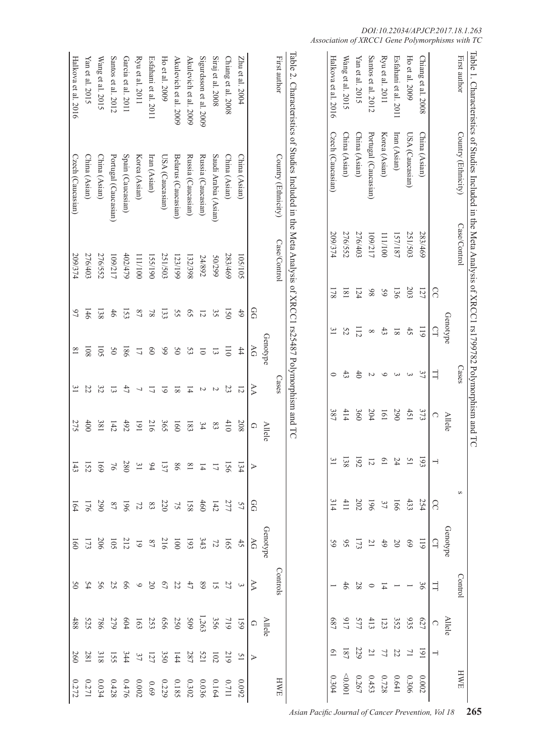Table 1. Characteristics of Studies Included in the Meta Analysis of XRCC1 rs1799782 Polymorphism and TC

| First author | Country (Ethnicity) | Case/Control | Cases | | | | | Controls | | | | | HWE |
|---|---|---|---|---|---|---|---|---|---|---|---|---|---|
| | | | Genotype | | | Allele | | Genotype | | | Allele | | |
| | | | CC | CT | TT | C | T | CC | CT | TT | C | T | |
| Chiang et al. 2008 | China (Asian) | 283/469 | 127 | 119 | 37 | 373 | 193 | 254 | 119 | 36 | 627 | 191 | 0.002 |
| Ho et al. 2009 | USA (Caucasian) | 251/503 | 203 | 45 | 3 | 451 | 51 | 433 | 69 | 1 | 935 | 71 | 0.306 |
| Esfahani et al. 2011 | Iran (Asian) | 157/187 | 136 | 18 | 3 | 290 | 24 | 166 | 20 | 1 | 352 | 22 | 0.641 |
| Ryu et al. 2011 | Korea (Asian) | 111/100 | 59 | 43 | 9 | 161 | 61 | 37 | 49 | 14 | 123 | 77 | 0.728 |
| Santos et al. 2012 | Portugal (Caucasian) | 109/217 | 98 | 8 | 2 | 204 | 12 | 196 | 21 | 0 | 413 | 21 | 0.453 |
| Yan et al. 2015 | China (Asian) | 276/403 | 124 | 112 | 40 | 360 | 192 | 202 | 173 | 28 | 577 | 229 | 0.267 |
| Wang et al. 2015 | China (Asian) | 276/552 | 181 | 52 | 43 | 414 | 138 | 411 | 95 | 46 | 917 | 187 | <0.001 |
| Halkova et al. 2016 | Czech (Caucasian) | 209/374 | 178 | 31 | 0 | 387 | 31 | 314 | 59 | 1 | 687 | 61 | 0.304 |

Table 2. Characteristics of Studies Included in the Meta Analysis of XRCC1 rs25487 Polymorphism and TC

| First author | Country (Ethnicity) | Case/Control | Cases | | | | | Controls | | | | | HWE |
|---|---|---|---|---|---|---|---|---|---|---|---|---|---|
| | | | Genotype | | | Allele | | Genotype | | | Allele | | |
| | | | GG | AG | AA | G | A | GG | AG | AA | G | A | |
| Zhu et al. 2004 | China (Asian) | 105/105 | 49 | 44 | 12 | 208 | 134 | 57 | 45 | 3 | 159 | 51 | 0.092 |
| Chiang et al. 2008 | China (Asian) | 283/469 | 150 | 110 | 23 | 410 | 156 | 277 | 165 | 27 | 719 | 219 | 0.711 |
| Siraj et al. 2008 | Saudi Arabia (Asian) | 50/229 | 35 | 13 | 2 | 83 | 17 | 142 | 72 | 15 | 356 | 102 | 0.164 |
| Sigurdsson et al. 2009 | Russia (Caucasian) | 24/892 | 12 | 10 | 2 | 34 | 14 | 460 | 343 | 89 | 1,263 | 521 | 0.036 |
| Akulevich et al. 2009 | Russia (Caucasian) | 132/398 | 65 | 53 | 14 | 183 | 81 | 158 | 193 | 47 | 509 | 287 | 0.302 |
| Akulevich et al. 2009 | Belarus (Caucasian) | 123/199 | 55 | 50 | 18 | 160 | 86 | 75 | 100 | 22 | 250 | 144 | 0.185 |
| Ho et al. 2009 | USA (Caucasian) | 251/503 | 133 | 99 | 19 | 365 | 137 | 220 | 216 | 67 | 656 | 350 | 0.229 |
| Esfahani et al. 2011 | Iran (Asian) | 155/190 | 78 | 60 | 17 | 216 | 94 | 83 | 87 | 20 | 253 | 127 | 0.69 |
| Ryu et al. 2011 | Korea (Asian) | 111/100 | 87 | 17 | 7 | 191 | 31 | 72 | 19 | 9 | 163 | 37 | 0.002 |
| Garcia et al. 2011 | Spain (Caucasian) | 402/479 | 153 | 186 | 47 | 492 | 280 | 196 | 212 | 66 | 604 | 344 | 0.476 |
| Santos et al. 2012 | Portugal (Caucasian) | 109/217 | 46 | 50 | 13 | 142 | 76 | 87 | 105 | 25 | 279 | 155 | 0.428 |
| Wang et al. 2015 | China (Asian) | 276/552 | 138 | 105 | 32 | 381 | 169 | 290 | 206 | 56 | 786 | 318 | 0.034 |
| Yan et al. 2015 | China (Asian) | 276/403 | 146 | 108 | 22 | 400 | 152 | 176 | 173 | 54 | 525 | 281 | 0.271 |
| Halkova et al. 2016 | Czech (Caucasian) | 209/374 | 97 | 81 | 31 | 275 | 143 | 164 | 160 | 50 | 488 | 260 | 0.272 |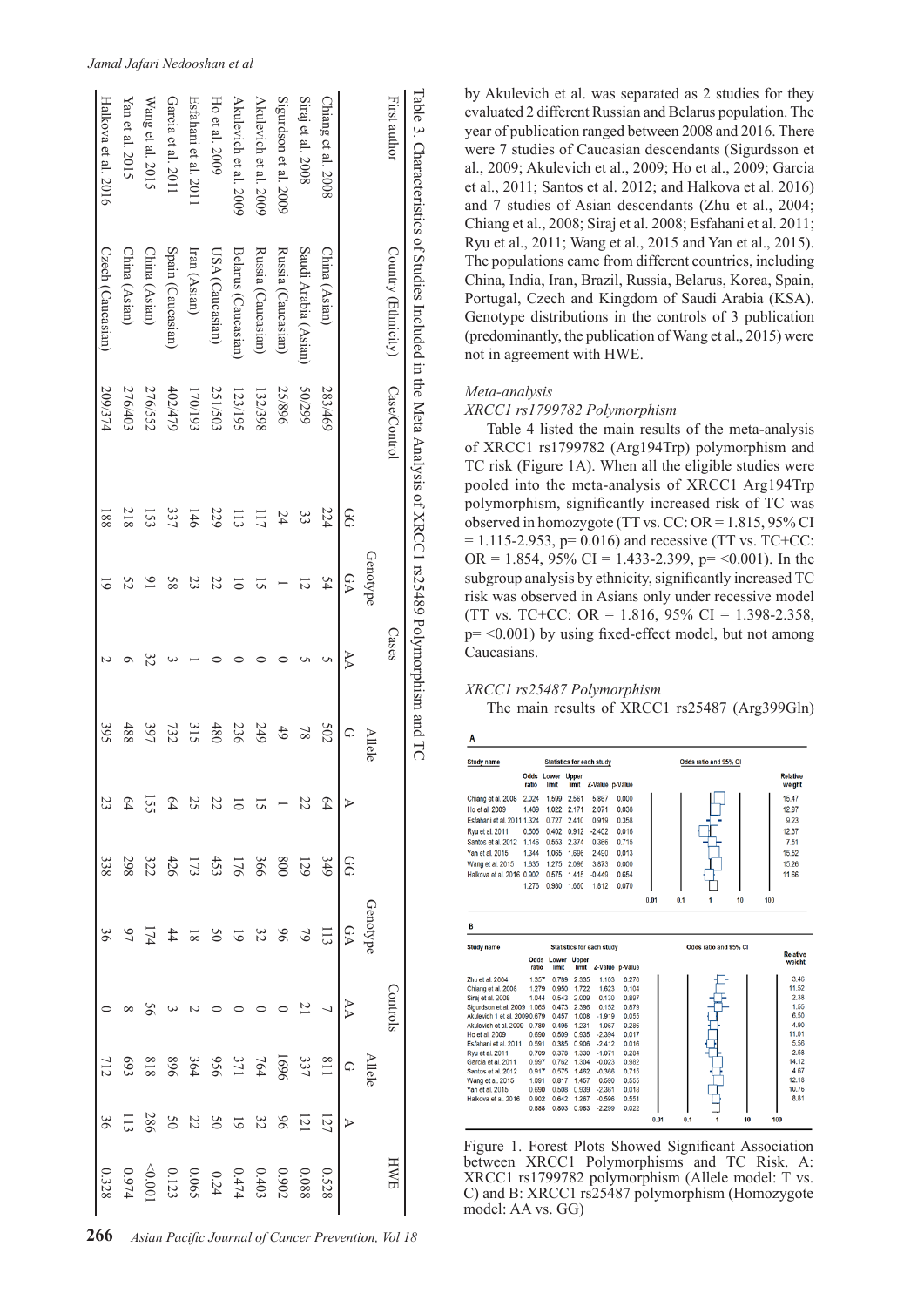Table 3. Characteristics of Studies Included in the Meta Analysis of XRCC1 rs25489 Polymorphism and TC

| First author | Country (Ethnicity) | Case/Control | Cases | | | | | Controls | | | | | HWE |
|---|---|---|---|---|---|---|---|---|---|---|---|---|---|
| | | | Genotype | | | Allele | | Genotype | | | Allele | | |
| | | | GG | GA | AA | G | A | GG | GA | AA | G | A | |
| Chiang et al. 2008 | China (Asian) | 283/469 | 224 | 54 | 5 | 502 | 64 | 349 | 113 | 7 | 811 | 127 | 0.528 |
| Siraj et al. 2008 | Saudi Arabia (Asian) | 50/299 | 33 | 12 | 5 | 78 | 22 | 129 | 79 | 21 | 337 | 121 | 0.088 |
| Sigurdson et al. 2009 | Russia (Caucasian) | 25/896 | 24 | 1 | 0 | 49 | 1 | 800 | 96 | 0 | 1696 | 96 | 0.902 |
| Akulevich et al. 2009 | Russia (Caucasian) | 132/398 | 117 | 15 | 0 | 249 | 15 | 366 | 32 | 0 | 764 | 32 | 0.403 |
| Akulevich et al. 2009 | Belarus (Caucasian) | 123/195 | 113 | 10 | 0 | 236 | 10 | 176 | 19 | 0 | 371 | 19 | 0.474 |
| Ho et al. 2009 | USA (Caucasian) | 251/503 | 229 | 22 | 0 | 480 | 22 | 453 | 50 | 0 | 956 | 50 | 0.24 |
| Esfahani et al. 2011 | Iran (Asian) | 170/193 | 146 | 23 | 1 | 315 | 25 | 173 | 18 | 2 | 364 | 22 | 0.065 |
| Garcia et al. 2011 | Spain (Caucasian) | 402/479 | 337 | 58 | 3 | 732 | 64 | 426 | 44 | 3 | 896 | 50 | 0.123 |
| Wang et al. 2015 | China (Asian) | 276/552 | 153 | 91 | 32 | 397 | 155 | 322 | 174 | 56 | 818 | 286 | <0.001 |
| Yan et al. 2015 | China (Asian) | 276/403 | 218 | 52 | 6 | 488 | 64 | 298 | 97 | 8 | 693 | 113 | 0.974 |
| Halkova et al. 2016 | Czech (Caucasian) | 209/374 | 188 | 19 | 2 | 395 | 23 | 338 | 36 | 0 | 712 | 36 | 0.328 |

by Akulevich et al. was separated as 2 studies for they evaluated 2 different Russian and Belarus population. The year of publication ranged between 2008 and 2016. There were 7 studies of Caucasian descendants (Sigurdsson et al., 2009; Akulevich et al., 2009; Ho et al., 2009; Garcia et al., 2011; Santos et al. 2012; and Halkova et al. 2016) and 7 studies of Asian descendants (Zhu et al., 2004; Chiang et al., 2008; Siraj et al. 2008; Esfahani et al. 2011; Ryu et al., 2011; Wang et al., 2015 and Yan et al., 2015). The populations came from different countries, including China, India, Iran, Brazil, Russia, Belarus, Korea, Spain, Portugal, Czech and Kingdom of Saudi Arabia (KSA). Genotype distributions in the controls of 3 publication (predominantly, the publication of Wang et al., 2015) were not in agreement with HWE.

*Meta-analysis*

*XRCC1 rs1799782 Polymorphism*

Table 4 listed the main results of the meta-analysis of XRCC1 rs1799782 polymorphism and TC risk (Figure 1A). When all the eligible studies were pooled into the meta-analysis of XRCC1 Arg194Trp polymorphism, significantly increased risk of TC was observed in homozygote (TT vs. CC: OR = 1.815, 95% CI = 1.115-2.953, p= 0.016) and recessive (TT vs. TC+CC: OR = 1.854, 95% CI = 1.433-2.399, p= <0.001). In the subgroup analysis by ethnicity, significantly increased TC risk was observed in Asians only under recessive model (TT vs. TC+CC: OR = 1.816, 95% CI = 1.398-2.358, p= <0.001) by using fixed-effect model, but not among Caucasians.

*XRCC1 rs25487 Polymorphism*

The main results of XRCC1 rs25487 (Arg399Gln)

**A**

| Study name | Odds ratio | Lower limit | Upper limit | Z-Value | p-Value | Relative weight |
|---|---|---|---|---|---|---|
| Chiang et al. 2008 | 2.024 | 1.599 | 2.561 | 5.867 | 0.000 | 15.47 |
| Ho et al. 2009 | 1.489 | 1.022 | 2.171 | 2.071 | 0.038 | 12.97 |
| Esfahani et al. 2011 | 1.324 | 0.727 | 2.410 | 0.919 | 0.358 | 9.23 |
| Ryu et al. 2011 | 0.605 | 0.402 | 0.912 | -2.402 | 0.016 | 12.37 |
| Santos et al. 2012 | 1.146 | 0.553 | 2.374 | 0.366 | 0.715 | 7.51 |
| Yan et al. 2015 | 1.344 | 1.065 | 1.696 | 2.490 | 0.013 | 15.52 |
| Wang et al. 2015 | 1.635 | 1.275 | 2.096 | 3.873 | 0.000 | 15.26 |
| Halkova et al. 2016 | 0.902 | 0.575 | 1.415 | -0.449 | 0.654 | 11.66 |
| | 1.276 | 0.980 | 1.660 | 1.812 | 0.070 | |

**B**

| Study name | Odds ratio | Lower limit | Upper limit | Z-Value | p-Value | Relative weight |
|---|---|---|---|---|---|---|
| Zhu et al. 2004 | 1.357 | 0.789 | 2.335 | 1.103 | 0.270 | 3.46 |
| Chiang et al. 2008 | 1.279 | 0.950 | 1.722 | 1.623 | 0.104 | 11.52 |
| Siraj et al. 2008 | 1.044 | 0.543 | 2.009 | 0.130 | 0.897 | 2.38 |
| Sigurdson et al. 2009 | 1.065 | 0.473 | 2.396 | 0.152 | 0.879 | 1.55 |
| Akulevich 1 et al. 2009 | 0.679 | 0.457 | 1.008 | -1.919 | 0.055 | 6.50 |
| Akulevich et al. 2009 | 0.780 | 0.495 | 1.231 | -1.067 | 0.286 | 4.90 |
| Ho et al. 2009 | 0.690 | 0.509 | 0.935 | -2.394 | 0.017 | 11.01 |
| Esfahani et al. 2011 | 0.591 | 0.385 | 0.906 | -2.412 | 0.016 | 5.56 |
| Ryu et al. 2011 | 0.709 | 0.378 | 1.330 | -1.071 | 0.284 | 2.58 |
| Garcia et al. 2011 | 0.997 | 0.762 | 1.304 | -0.023 | 0.982 | 14.12 |
| Santos et al. 2012 | 0.917 | 0.575 | 1.462 | -0.366 | 0.715 | 4.67 |
| Wang et al. 2015 | 1.091 | 0.817 | 1.457 | 0.590 | 0.555 | 12.18 |
| Yan et al. 2015 | 0.690 | 0.508 | 0.939 | -2.361 | 0.018 | 10.76 |
| Halkova et al. 2016 | 0.902 | 0.642 | 1.267 | -0.596 | 0.551 | 8.81 |
| | 0.888 | 0.803 | 0.983 | -2.299 | 0.022 | |

Figure 1. Forest Plots Showed Significant Association between XRCC1 Polymorphisms and TC Risk. A: XRCC1 rs1799782 polymorphism (Allele model: T vs. C) and B: XRCC1 rs25487 polymorphism (Homozygote model: AA vs. GG)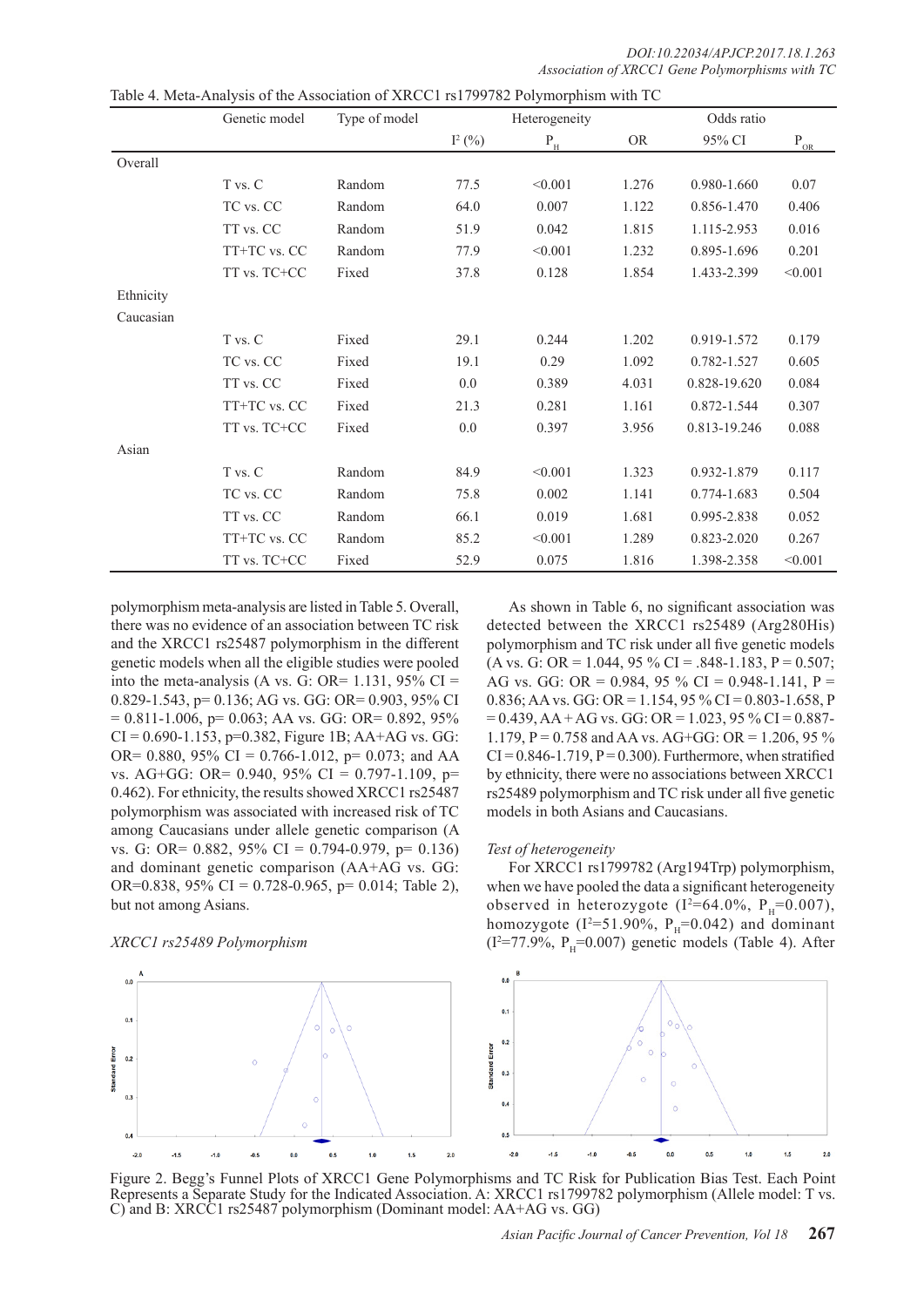Table 4. Meta-Analysis of the Association of XRCC1 rs1799782 Polymorphism with TC

| | Genetic model | Type of model | Heterogeneity | | Odds ratio | | |
|---|---|---|---|---|---|---|---|
| | | | $I^2$ (%) | $P_H$ | OR | 95% CI | $P_{OR}$ |
| Overall | | | | | | | |
| | T vs. C | Random | 77.5 | <0.001 | 1.276 | 0.980-1.660 | 0.07 |
| | TC vs. CC | Random | 64.0 | 0.007 | 1.122 | 0.856-1.470 | 0.406 |
| | TT vs. CC | Random | 51.9 | 0.042 | 1.815 | 1.115-2.953 | 0.016 |
| | TT+TC vs. CC | Random | 77.9 | <0.001 | 1.232 | 0.895-1.696 | 0.201 |
| | TT vs. TC+CC | Fixed | 37.8 | 0.128 | 1.854 | 1.433-2.399 | <0.001 |
| Ethnicity | | | | | | | |
| Caucasian | | | | | | | |
| | T vs. C | Fixed | 29.1 | 0.244 | 1.202 | 0.919-1.572 | 0.179 |
| | TC vs. CC | Fixed | 19.1 | 0.29 | 1.092 | 0.782-1.527 | 0.605 |
| | TT vs. CC | Fixed | 0.0 | 0.389 | 4.031 | 0.828-19.620 | 0.084 |
| | TT+TC vs. CC | Fixed | 21.3 | 0.281 | 1.161 | 0.872-1.544 | 0.307 |
| | TT vs. TC+CC | Fixed | 0.0 | 0.397 | 3.956 | 0.813-19.246 | 0.088 |
| Asian | | | | | | | |
| | T vs. C | Random | 84.9 | <0.001 | 1.323 | 0.932-1.879 | 0.117 |
| | TC vs. CC | Random | 75.8 | 0.002 | 1.141 | 0.774-1.683 | 0.504 |
| | TT vs. CC | Random | 66.1 | 0.019 | 1.681 | 0.995-2.838 | 0.052 |
| | TT+TC vs. CC | Random | 85.2 | <0.001 | 1.289 | 0.823-2.020 | 0.267 |
| | TT vs. TC+CC | Fixed | 52.9 | 0.075 | 1.816 | 1.398-2.358 | <0.001 |

polymorphism meta-analysis are listed in Table 5. Overall, there was no evidence of an association between TC risk and the XRCC1 rs25487 polymorphism in the different genetic models when all the eligible studies were pooled into the meta-analysis (A vs. G: OR= 1.131, 95% CI = 0.829-1.543, p= 0.136; AG vs. GG: OR= 0.903, 95% CI = 0.811-1.006, p= 0.063; AA vs. GG: OR= 0.892, 95% CI = 0.690-1.153, p=0.382, Figure 1B; AA+AG vs. GG: OR= 0.880, 95% CI = 0.766-1.012, p= 0.073; and AA vs. AG+GG: OR= 0.940, 95% CI = 0.797-1.109, p= 0.462). For ethnicity, the results showed XRCC1 rs25487 polymorphism was associated with increased risk of TC among Caucasians under allele genetic comparison (A vs. G: OR= 0.882, 95% CI = 0.794-0.979, p= 0.136) and dominant genetic comparison (AA+AG vs. GG: OR=0.838, 95% CI = 0.728-0.965, p= 0.014; Table 2), but not among Asians.

*XRCC1 rs25489 Polymorphism*

As shown in Table 6, no significant association was detected between the XRCC1 rs25489 (Arg280His) polymorphism and TC risk under all five genetic models (A vs. G: OR = 1.044, 95 % CI = .848-1.183, P = 0.507; AG vs. GG: OR = 0.984, 95 % CI = 0.948-1.141, P = 0.836; AA vs. GG: OR = 1.154, 95 % CI = 0.803-1.658, P = 0.439, AA + AG vs. GG: OR = 1.023, 95 % CI = 0.887-1.179, P = 0.758 and AA vs. AG+GG: OR = 1.206, 95 % CI = 0.846-1.719, P = 0.300). Furthermore, when stratified by ethnicity, there were no associations between XRCC1 rs25489 polymorphism and TC risk under all five genetic models in both Asians and Caucasians.

*Test of heterogeneity*

For XRCC1 rs1799782 (Arg194Trp) polymorphism, when we have pooled the data a significant heterogeneity observed in heterozygote ($I^2$=64.0%, $P_H$=0.007), homozygote ($I^2$=51.90%, $P_H$=0.042) and dominant ($I^2$=77.9%, $P_H$=0.007) genetic models (Table 4). After

Figure 2. Begg's Funnel Plots of XRCC1 Gene Polymorphisms and TC Risk for Publication Bias Test. Each Point Represents a Separate Study for the Indicated Association. A: XRCC1 rs1799782 polymorphism (Allele model: T vs. C) and B: XRCC1 rs25487 polymorphism (Dominant model: AA+AG vs. GG)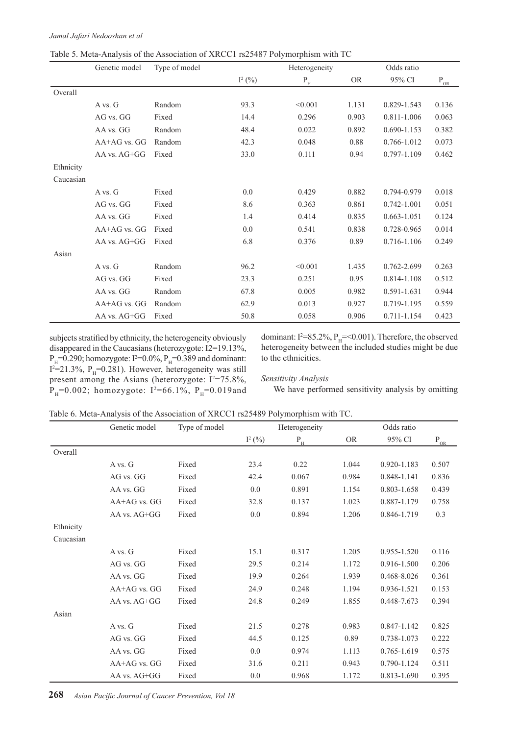Table 5. Meta-Analysis of the Association of XRCC1 rs25487 Polymorphism with TC

| | Genetic model | Type of model | Heterogeneity | | Odds ratio | | |
|---|---|---|---|---|---|---|---|
| | | | $I^2$ (%) | $P_H$ | OR | 95% CI | $P_{OR}$ |
| Overall | | | | | | | |
| | A vs. G | Random | 93.3 | <0.001 | 1.131 | 0.829-1.543 | 0.136 |
| | AG vs. GG | Fixed | 14.4 | 0.296 | 0.903 | 0.811-1.006 | 0.063 |
| | AA vs. GG | Random | 48.4 | 0.022 | 0.892 | 0.690-1.153 | 0.382 |
| | AA+AG vs. GG | Random | 42.3 | 0.048 | 0.88 | 0.766-1.012 | 0.073 |
| | AA vs. AG+GG | Fixed | 33.0 | 0.111 | 0.94 | 0.797-1.109 | 0.462 |
| Ethnicity | | | | | | | |
| Caucasian | | | | | | | |
| | A vs. G | Fixed | 0.0 | 0.429 | 0.882 | 0.794-0.979 | 0.018 |
| | AG vs. GG | Fixed | 8.6 | 0.363 | 0.861 | 0.742-1.001 | 0.051 |
| | AA vs. GG | Fixed | 1.4 | 0.414 | 0.835 | 0.663-1.051 | 0.124 |
| | AA+AG vs. GG | Fixed | 0.0 | 0.541 | 0.838 | 0.728-0.965 | 0.014 |
| | AA vs. AG+GG | Fixed | 6.8 | 0.376 | 0.89 | 0.716-1.106 | 0.249 |
| Asian | | | | | | | |
| | A vs. G | Random | 96.2 | <0.001 | 1.435 | 0.762-2.699 | 0.263 |
| | AG vs. GG | Fixed | 23.3 | 0.251 | 0.95 | 0.814-1.108 | 0.512 |
| | AA vs. GG | Random | 67.8 | 0.005 | 0.982 | 0.591-1.631 | 0.944 |
| | AA+AG vs. GG | Random | 62.9 | 0.013 | 0.927 | 0.719-1.195 | 0.559 |
| | AA vs. AG+GG | Fixed | 50.8 | 0.058 | 0.906 | 0.711-1.154 | 0.423 |

subjects stratified by ethnicity, the heterogeneity obviously disappeared in the Caucasians (heterozygote: I2=19.13%, $P_H$=0.290; homozygote: $I^2$=0.0%, $P_H$=0.389 and dominant: $I^2$=21.3%, $P_H$=0.281). However, heterogeneity was still present among the Asians (heterozygote: $I^2$=75.8%, $P_H$=0.002; homozygote: $I^2$=66.1%, $P_H$=0.019and dominant: $I^2$=85.2%, $P_H$=<0.001). Therefore, the observed heterogeneity between the included studies might be due to the ethnicities.

*Sensitivity Analysis*

We have performed sensitivity analysis by omitting

Table 6. Meta-Analysis of the Association of XRCC1 rs25489 Polymorphism with TC.

| | Genetic model | Type of model | Heterogeneity | | Odds ratio | | |
|---|---|---|---|---|---|---|---|
| | | | $I^2$ (%) | $P_H$ | OR | 95% CI | $P_{OR}$ |
| Overall | | | | | | | |
| | A vs. G | Fixed | 23.4 | 0.22 | 1.044 | 0.920-1.183 | 0.507 |
| | AG vs. GG | Fixed | 42.4 | 0.067 | 0.984 | 0.848-1.141 | 0.836 |
| | AA vs. GG | Fixed | 0.0 | 0.891 | 1.154 | 0.803-1.658 | 0.439 |
| | AA+AG vs. GG | Fixed | 32.8 | 0.137 | 1.023 | 0.887-1.179 | 0.758 |
| | AA vs. AG+GG | Fixed | 0.0 | 0.894 | 1.206 | 0.846-1.719 | 0.3 |
| Ethnicity | | | | | | | |
| Caucasian | | | | | | | |
| | A vs. G | Fixed | 15.1 | 0.317 | 1.205 | 0.955-1.520 | 0.116 |
| | AG vs. GG | Fixed | 29.5 | 0.214 | 1.172 | 0.916-1.500 | 0.206 |
| | AA vs. GG | Fixed | 19.9 | 0.264 | 1.939 | 0.468-8.026 | 0.361 |
| | AA+AG vs. GG | Fixed | 24.9 | 0.248 | 1.194 | 0.936-1.521 | 0.153 |
| | AA vs. AG+GG | Fixed | 24.8 | 0.249 | 1.855 | 0.448-7.673 | 0.394 |
| Asian | | | | | | | |
| | A vs. G | Fixed | 21.5 | 0.278 | 0.983 | 0.847-1.142 | 0.825 |
| | AG vs. GG | Fixed | 44.5 | 0.125 | 0.89 | 0.738-1.073 | 0.222 |
| | AA vs. GG | Fixed | 0.0 | 0.974 | 1.113 | 0.765-1.619 | 0.575 |
| | AA+AG vs. GG | Fixed | 31.6 | 0.211 | 0.943 | 0.790-1.124 | 0.511 |
| | AA vs. AG+GG | Fixed | 0.0 | 0.968 | 1.172 | 0.813-1.690 | 0.395 |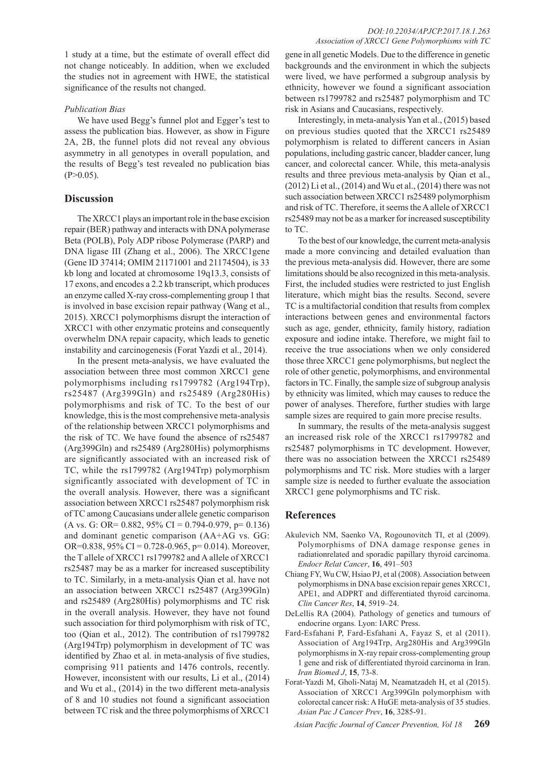1 study at a time, but the estimate of overall effect did not change noticeably. In addition, when we excluded the studies not in agreement with HWE, the statistical significance of the results not changed.

### *Publication Bias*

We have used Begg's funnel plot and Egger's test to assess the publication bias. However, as show in Figure 2A, 2B, the funnel plots did not reveal any obvious asymmetry in all genotypes in overall population, and the results of Begg's test revealed no publication bias (P>0.05).

## Discussion

The XRCC1 plays an important role in the base excision repair (BER) pathway and interacts with DNA polymerase Beta (POLB), Poly ADP ribose Polymerase (PARP) and DNA ligase III (Zhang et al., 2006). The XRCC1gene (Gene ID 37414; OMIM 21171001 and 21174504), is 33 kb long and located at chromosome 19q13.3, consists of 17 exons, and encodes a 2.2 kb transcript, which produces an enzyme called X-ray cross-complementing group 1 that is involved in base excision repair pathway (Wang et al., 2015). XRCC1 polymorphisms disrupt the interaction of XRCC1 with other enzymatic proteins and consequently overwhelm DNA repair capacity, which leads to genetic instability and carcinogenesis (Forat Yazdi et al., 2014).

In the present meta-analysis, we have evaluated the association between three most common XRCC1 gene polymorphisms including rs1799782 (Arg194Trp), rs25487 (Arg399Gln) and rs25489 (Arg280His) polymorphisms and risk of TC. To the best of our knowledge, this is the most comprehensive meta-analysis of the relationship between XRCC1 polymorphisms and the risk of TC. We have found the absence of rs25487 (Arg399Gln) and rs25489 (Arg280His) polymorphisms are significantly associated with an increased risk of TC, while the rs1799782 (Arg194Trp) polymorphism significantly associated with development of TC in the overall analysis. However, there was a significant association between XRCC1 rs25487 polymorphism risk of TC among Caucasians under allele genetic comparison (A vs. G: OR= 0.882, 95% CI = 0.794-0.979, p= 0.136) and dominant genetic comparison (AA+AG vs. GG: OR=0.838, 95% CI = 0.728-0.965, p= 0.014). Moreover, the T allele of XRCC1 rs1799782 and A allele of XRCC1 rs25487 may be as a marker for increased susceptibility to TC. Similarly, in a meta-analysis Qian et al. have not an association between XRCC1 rs25487 (Arg399Gln) and rs25489 (Arg280His) polymorphisms and TC risk in the overall analysis. However, they have not found such association for third polymorphism with risk of TC, too (Qian et al., 2012). The contribution of rs1799782 (Arg194Trp) polymorphism in development of TC was identified by Zhao et al. in meta-analysis of five studies, comprising 911 patients and 1476 controls, recently. However, inconsistent with our results, Li et al., (2014) and Wu et al., (2014) in the two different meta-analysis of 8 and 10 studies not found a significant association between TC risk and the three polymorphisms of XRCC1 gene in all genetic Models. Due to the difference in genetic backgrounds and the environment in which the subjects were lived, we have performed a subgroup analysis by ethnicity, however we found a significant association between rs1799782 and rs25487 polymorphism and TC risk in Asians and Caucasians, respectively.

Interestingly, in meta-analysis Yan et al., (2015) based on previous studies quoted that the XRCC1 rs25489 polymorphism is related to different cancers in Asian populations, including gastric cancer, bladder cancer, lung cancer, and colorectal cancer. While, this meta-analysis results and three previous meta-analysis by Qian et al., (2012) Li et al., (2014) and Wu et al., (2014) there was not such association between XRCC1 rs25489 polymorphism and risk of TC. Therefore, it seems the A allele of XRCC1 rs25489 may not be as a marker for increased susceptibility to TC.

To the best of our knowledge, the current meta-analysis made a more convincing and detailed evaluation than the previous meta-analysis did. However, there are some limitations should be also recognized in this meta-analysis. First, the included studies were restricted to just English literature, which might bias the results. Second, severe TC is a multifactorial condition that results from complex interactions between genes and environmental factors such as age, gender, ethnicity, family history, radiation exposure and iodine intake. Therefore, we might fail to receive the true associations when we only considered those three XRCC1 gene polymorphisms, but neglect the role of other genetic, polymorphisms, and environmental factors in TC. Finally, the sample size of subgroup analysis by ethnicity was limited, which may causes to reduce the power of analyses. Therefore, further studies with large sample sizes are required to gain more precise results.

In summary, the results of the meta-analysis suggest an increased risk role of the XRCC1 rs1799782 and rs25487 polymorphisms in TC development. However, there was no association between the XRCC1 rs25489 polymorphisms and TC risk. More studies with a larger sample size is needed to further evaluate the association XRCC1 gene polymorphisms and TC risk.

## References

Akulevich NM, Saenko VA, Rogounovitch TI, et al (2009). Polymorphisms of DNA damage response genes in radiationrelated and sporadic papillary thyroid carcinoma. *Endocr Relat Cancer*, **16**, 491–503

Chiang FY, Wu CW, Hsiao PJ, et al (2008). Association between polymorphisms in DNA base excision repair genes XRCC1, APE1, and ADPRT and differentiated thyroid carcinoma. *Clin Cancer Res*, **14**, 5919–24.

DeLellis RA (2004). Pathology of genetics and tumours of endocrine organs. Lyon: IARC Press.

Fard-Esfahani P, Fard-Esfahani A, Fayaz S, et al (2011). Association of Arg194Trp, Arg280His and Arg399Gln polymorphisms in X-ray repair cross-complementing group 1 gene and risk of differentiated thyroid carcinoma in Iran. *Iran Biomed J*, **15**, 73-8.

Forat-Yazdi M, Gholi-Nataj M, Neamatzadeh H, et al (2015). Association of XRCC1 Arg399Gln polymorphism with colorectal cancer risk: A HuGE meta-analysis of 35 studies. *Asian Pac J Cancer Prev*, **16**, 3285-91.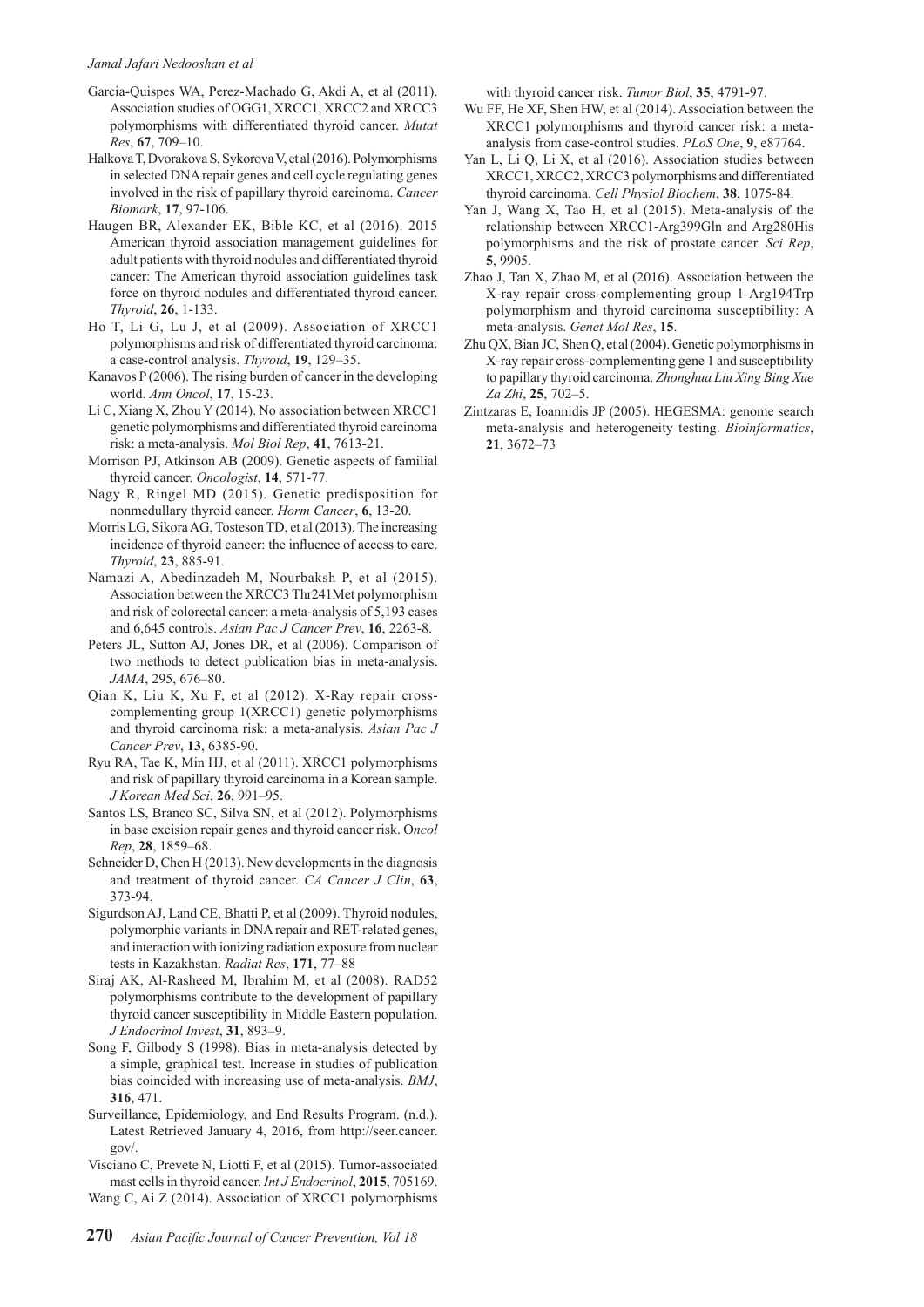Garcia-Quispes WA, Perez-Machado G, Akdi A, et al (2011). Association studies of OGG1, XRCC1, XRCC2 and XRCC3 polymorphisms with differentiated thyroid cancer. *Mutat Res*, **67**, 709–10.

Halkova T, Dvorakova S, Sykorova V, et al (2016). Polymorphisms in selected DNA repair genes and cell cycle regulating genes involved in the risk of papillary thyroid carcinoma. *Cancer Biomark*, **17**, 97-106.

Haugen BR, Alexander EK, Bible KC, et al (2016). 2015 American thyroid association management guidelines for adult patients with thyroid nodules and differentiated thyroid cancer: The American thyroid association guidelines task force on thyroid nodules and differentiated thyroid cancer. *Thyroid*, **26**, 1-133.

Ho T, Li G, Lu J, et al (2009). Association of XRCC1 polymorphisms and risk of differentiated thyroid carcinoma: a case-control analysis. *Thyroid*, **19**, 129–35.

Kanavos P (2006). The rising burden of cancer in the developing world. *Ann Oncol*, **17**, 15-23.

Li C, Xiang X, Zhou Y (2014). No association between XRCC1 genetic polymorphisms and differentiated thyroid carcinoma risk: a meta-analysis. *Mol Biol Rep*, **41**, 7613-21.

Morrison PJ, Atkinson AB (2009). Genetic aspects of familial thyroid cancer. *Oncologist*, **14**, 571-77.

Nagy R, Ringel MD (2015). Genetic predisposition for nonmedullary thyroid cancer. *Horm Cancer*, **6**, 13-20.

Morris LG, Sikora AG, Tosteson TD, et al (2013). The increasing incidence of thyroid cancer: the influence of access to care. *Thyroid*, **23**, 885-91.

Namazi A, Abedinzadeh M, Nourbaksh P, et al (2015). Association between the XRCC3 Thr241Met polymorphism and risk of colorectal cancer: a meta-analysis of 5,193 cases and 6,645 controls. *Asian Pac J Cancer Prev*, **16**, 2263-8.

Peters JL, Sutton AJ, Jones DR, et al (2006). Comparison of two methods to detect publication bias in meta-analysis. *JAMA*, 295, 676–80.

Qian K, Liu K, Xu F, et al (2012). X-Ray repair cross-complementing group 1(XRCC1) genetic polymorphisms and thyroid carcinoma risk: a meta-analysis. *Asian Pac J Cancer Prev*, **13**, 6385-90.

Ryu RA, Tae K, Min HJ, et al (2011). XRCC1 polymorphisms and risk of papillary thyroid carcinoma in a Korean sample. *J Korean Med Sci*, **26**, 991–95.

Santos LS, Branco SC, Silva SN, et al (2012). Polymorphisms in base excision repair genes and thyroid cancer risk. O*ncol Rep*, **28**, 1859–68.

Schneider D, Chen H (2013). New developments in the diagnosis and treatment of thyroid cancer. *CA Cancer J Clin*, **63**, 373-94.

Sigurdson AJ, Land CE, Bhatti P, et al (2009). Thyroid nodules, polymorphic variants in DNA repair and RET-related genes, and interaction with ionizing radiation exposure from nuclear tests in Kazakhstan. *Radiat Res*, **171**, 77–88

Siraj AK, Al-Rasheed M, Ibrahim M, et al (2008). RAD52 polymorphisms contribute to the development of papillary thyroid cancer susceptibility in Middle Eastern population. *J Endocrinol Invest*, **31**, 893–9.

Song F, Gilbody S (1998). Bias in meta-analysis detected by a simple, graphical test. Increase in studies of publication bias coincided with increasing use of meta-analysis. *BMJ*, **316**, 471.

Surveillance, Epidemiology, and End Results Program. (n.d.). Latest Retrieved January 4, 2016, from http://seer.cancer.gov/.

Visciano C, Prevete N, Liotti F, et al (2015). Tumor-associated mast cells in thyroid cancer. *Int J Endocrinol*, **2015**, 705169.

Wang C, Ai Z (2014). Association of XRCC1 polymorphisms with thyroid cancer risk. *Tumor Biol*, **35**, 4791-97.

Wu FF, He XF, Shen HW, et al (2014). Association between the XRCC1 polymorphisms and thyroid cancer risk: a meta-analysis from case-control studies. *PLoS One*, **9**, e87764.

Yan L, Li Q, Li X, et al (2016). Association studies between XRCC1, XRCC2, XRCC3 polymorphisms and differentiated thyroid carcinoma. *Cell Physiol Biochem*, **38**, 1075-84.

Yan J, Wang X, Tao H, et al (2015). Meta-analysis of the relationship between XRCC1-Arg399Gln and Arg280His polymorphisms and the risk of prostate cancer. *Sci Rep*, **5**, 9905.

Zhao J, Tan X, Zhao M, et al (2016). Association between the X-ray repair cross-complementing group 1 Arg194Trp polymorphism and thyroid carcinoma susceptibility: A meta-analysis. *Genet Mol Res*, **15**.

Zhu QX, Bian JC, Shen Q, et al (2004). Genetic polymorphisms in X-ray repair cross-complementing gene 1 and susceptibility to papillary thyroid carcinoma. *Zhonghua Liu Xing Bing Xue Za Zhi*, **25**, 702–5.

Zintzaras E, Ioannidis JP (2005). HEGESMA: genome search meta-analysis and heterogeneity testing. *Bioinformatics*, **21**, 3672–73